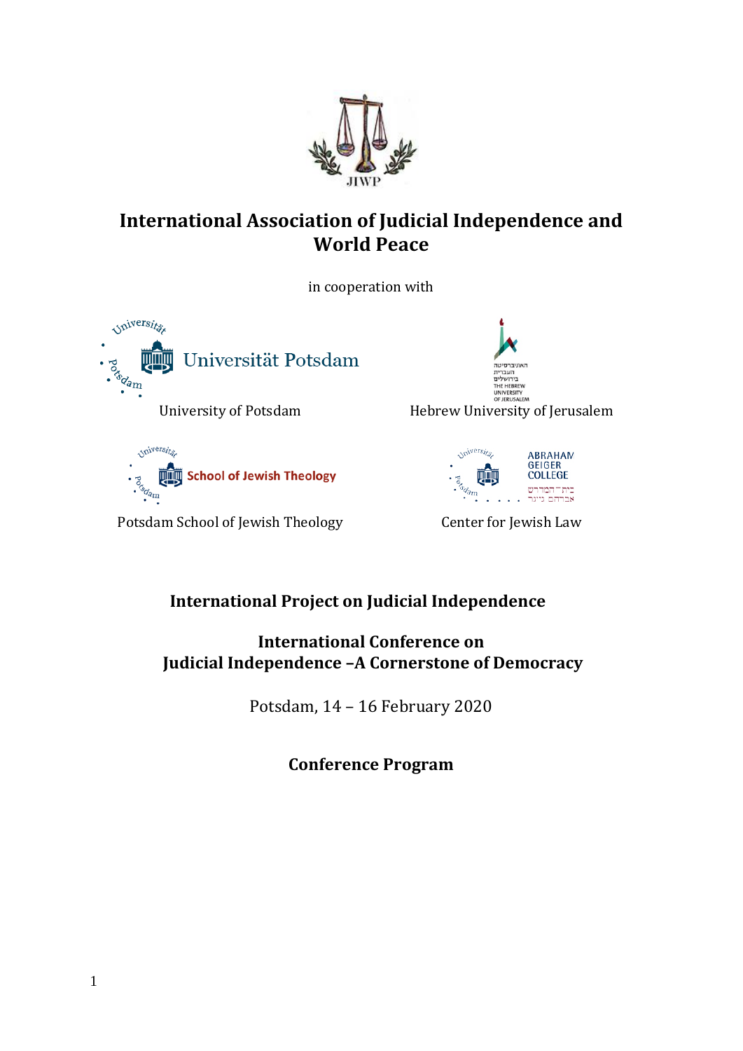JIWP

# International Association of Judicial Independence and World Peace

in cooperation with

University of Potsdam

Hebrew University of Jerusalem

Potsdam School of Jewish Theology

Center for Jewish Law

## International Project on Judicial Independence

## International Conference on Judicial Independence –A Cornerstone of Democracy

Potsdam, 14 – 16 February 2020

## Conference Program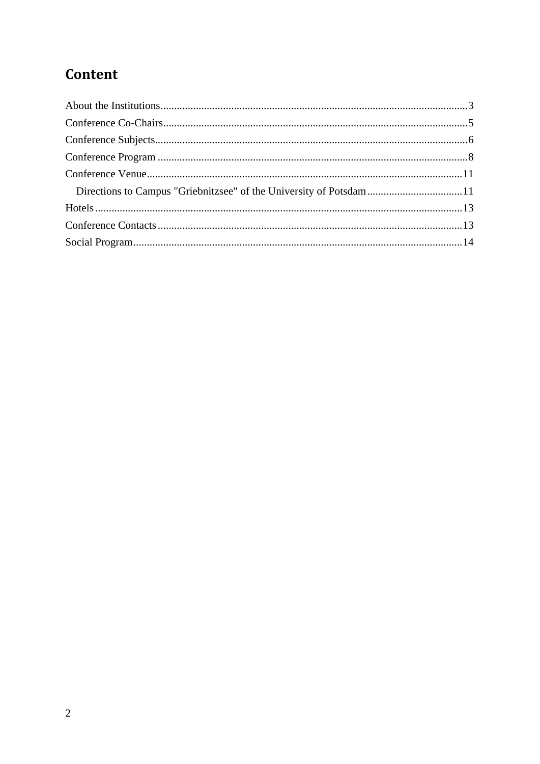# Content

About the Institutions ........................................................................................................ 3
Conference Co-Chairs ......................................................................................................... 5
Conference Subjects ........................................................................................................... 6
Conference Program .......................................................................................................... 8
Conference Venue ............................................................................................................. 11
&nbsp;&nbsp;&nbsp;&nbsp;Directions to Campus "Griebnitzsee" of the University of Potsdam ..................................... 11
Hotels ................................................................................................................................ 13
Conference Contacts ......................................................................................................... 13
Social Program .................................................................................................................. 14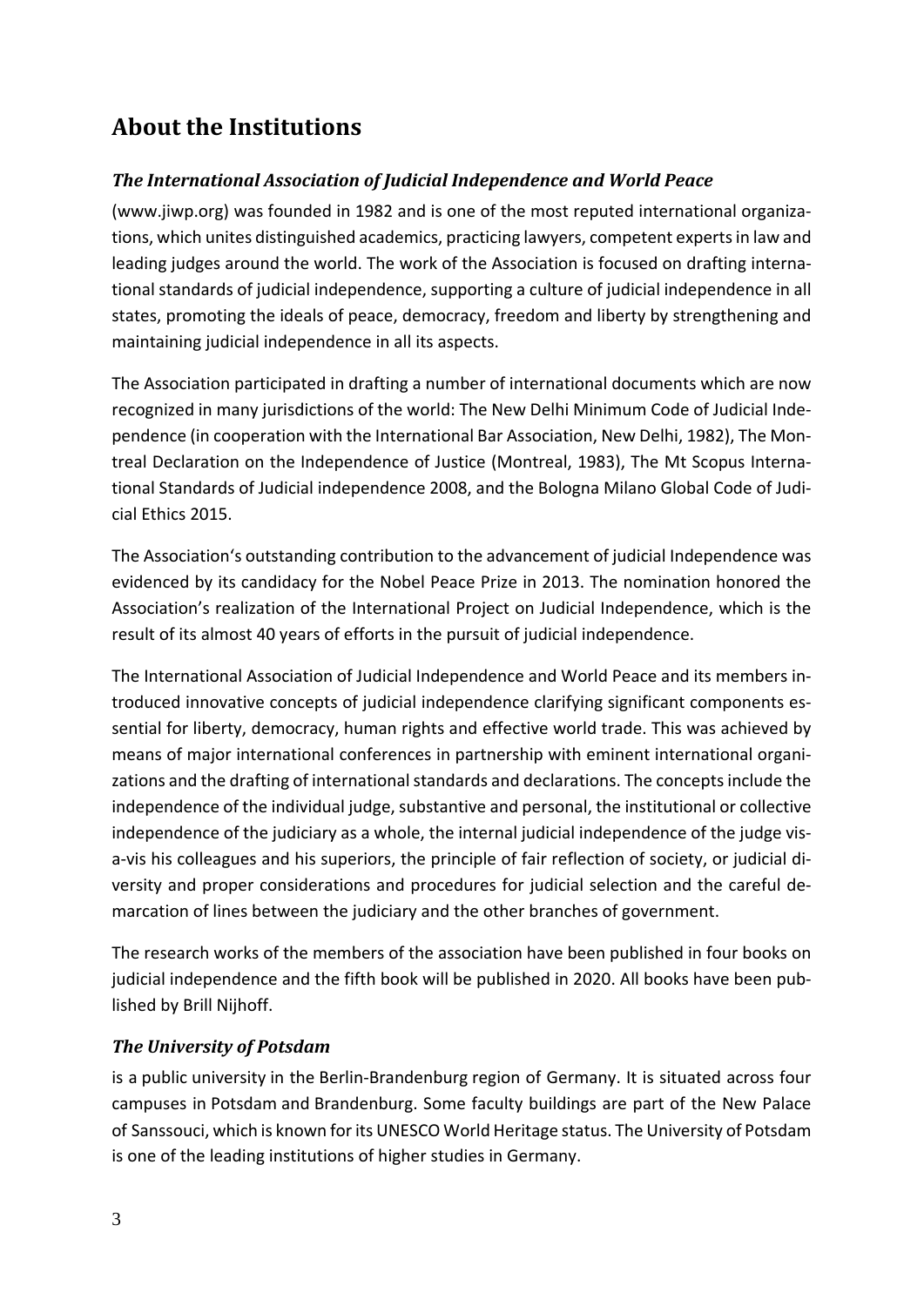# About the Institutions

### *The International Association of Judicial Independence and World Peace*

(www.jiwp.org) was founded in 1982 and is one of the most reputed international organizations, which unites distinguished academics, practicing lawyers, competent experts in law and leading judges around the world. The work of the Association is focused on drafting international standards of judicial independence, supporting a culture of judicial independence in all states, promoting the ideals of peace, democracy, freedom and liberty by strengthening and maintaining judicial independence in all its aspects.

The Association participated in drafting a number of international documents which are now recognized in many jurisdictions of the world: The New Delhi Minimum Code of Judicial Independence (in cooperation with the International Bar Association, New Delhi, 1982), The Montreal Declaration on the Independence of Justice (Montreal, 1983), The Mt Scopus International Standards of Judicial independence 2008, and the Bologna Milano Global Code of Judicial Ethics 2015.

The Association's outstanding contribution to the advancement of judicial Independence was evidenced by its candidacy for the Nobel Peace Prize in 2013. The nomination honored the Association's realization of the International Project on Judicial Independence, which is the result of its almost 40 years of efforts in the pursuit of judicial independence.

The International Association of Judicial Independence and World Peace and its members introduced innovative concepts of judicial independence clarifying significant components essential for liberty, democracy, human rights and effective world trade. This was achieved by means of major international conferences in partnership with eminent international organizations and the drafting of international standards and declarations. The concepts include the independence of the individual judge, substantive and personal, the institutional or collective independence of the judiciary as a whole, the internal judicial independence of the judge vis-a-vis his colleagues and his superiors, the principle of fair reflection of society, or judicial diversity and proper considerations and procedures for judicial selection and the careful demarcation of lines between the judiciary and the other branches of government.

The research works of the members of the association have been published in four books on judicial independence and the fifth book will be published in 2020. All books have been published by Brill Nijhoff.

### *The University of Potsdam*

is a public university in the Berlin-Brandenburg region of Germany. It is situated across four campuses in Potsdam and Brandenburg. Some faculty buildings are part of the New Palace of Sanssouci, which is known for its UNESCO World Heritage status. The University of Potsdam is one of the leading institutions of higher studies in Germany.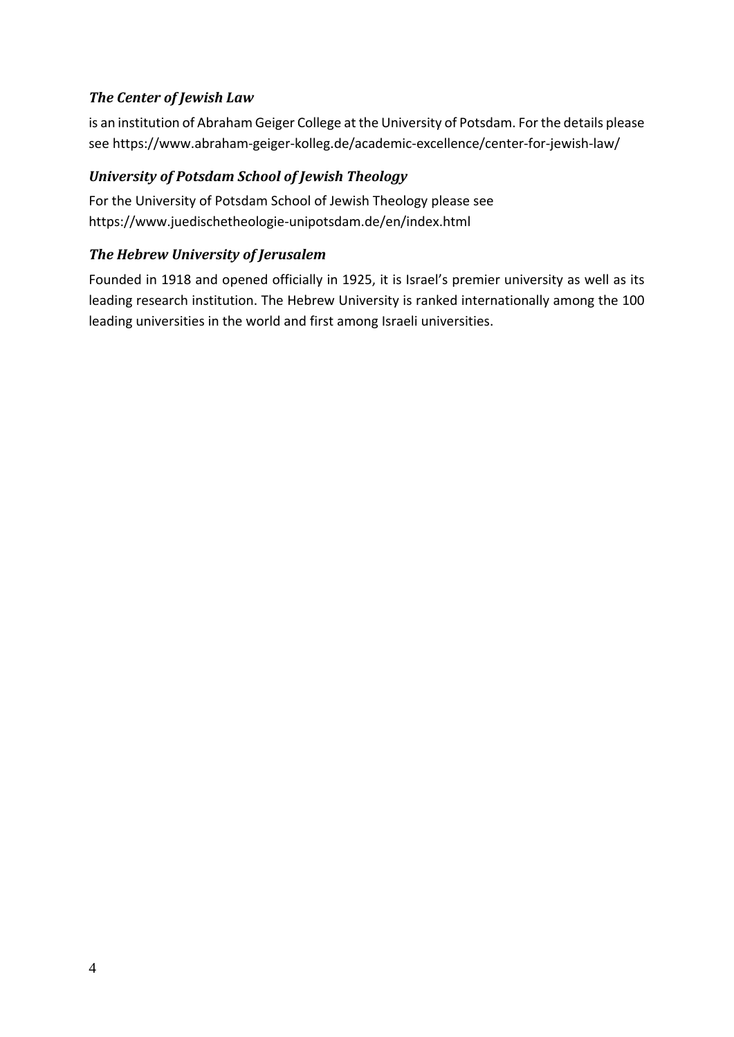### *The Center of Jewish Law*

is an institution of Abraham Geiger College at the University of Potsdam. For the details please see https://www.abraham-geiger-kolleg.de/academic-excellence/center-for-jewish-law/

### *University of Potsdam School of Jewish Theology*

For the University of Potsdam School of Jewish Theology please see https://www.juedischetheologie-unipotsdam.de/en/index.html

### *The Hebrew University of Jerusalem*

Founded in 1918 and opened officially in 1925, it is Israel's premier university as well as its leading research institution. The Hebrew University is ranked internationally among the 100 leading universities in the world and first among Israeli universities.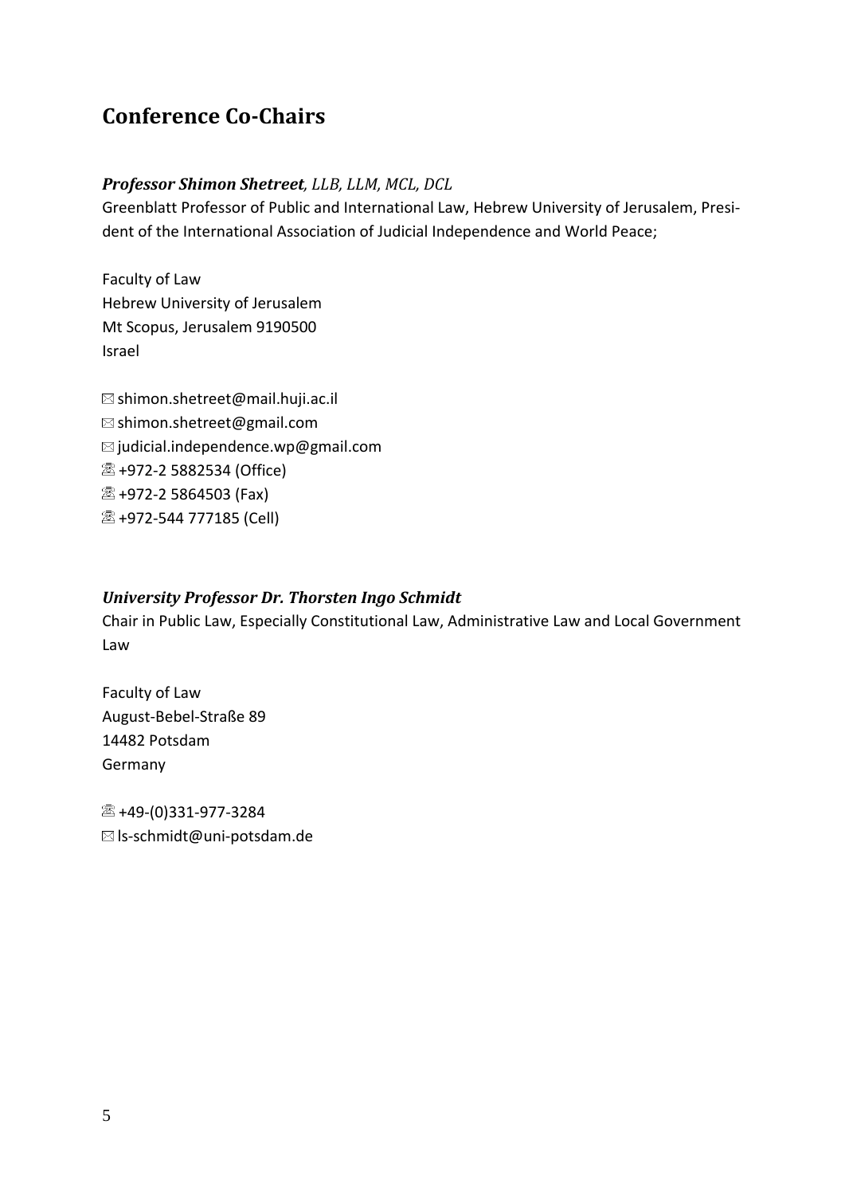## Conference Co-Chairs

***Professor Shimon Shetreet****, LLB, LLM, MCL, DCL*

Greenblatt Professor of Public and International Law, Hebrew University of Jerusalem, President of the International Association of Judicial Independence and World Peace;

Faculty of Law
Hebrew University of Jerusalem
Mt Scopus, Jerusalem 9190500
Israel

✉ shimon.shetreet@mail.huji.ac.il
✉ shimon.shetreet@gmail.com
✉ judicial.independence.wp@gmail.com
☏ +972-2 5882534 (Office)
☏ +972-2 5864503 (Fax)
☏ +972-544 777185 (Cell)

***University Professor Dr. Thorsten Ingo Schmidt***

Chair in Public Law, Especially Constitutional Law, Administrative Law and Local Government Law

Faculty of Law
August-Bebel-Straße 89
14482 Potsdam
Germany

☏ +49-(0)331-977-3284
✉ ls-schmidt@uni-potsdam.de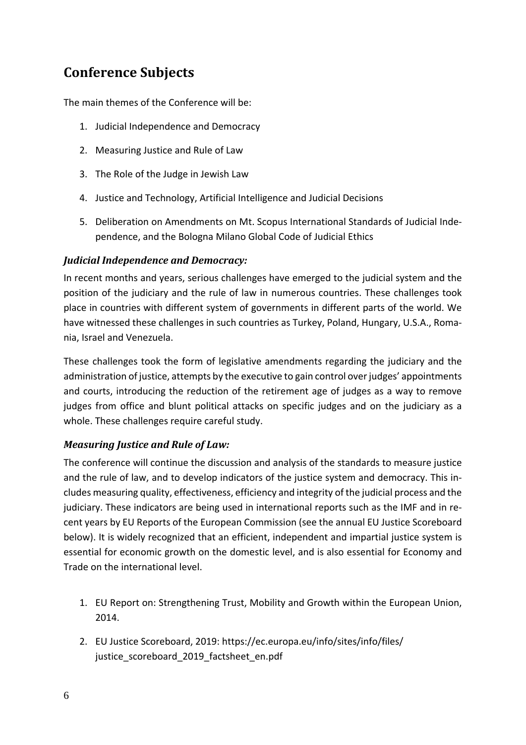## Conference Subjects

The main themes of the Conference will be:

1. Judicial Independence and Democracy
2. Measuring Justice and Rule of Law
3. The Role of the Judge in Jewish Law
4. Justice and Technology, Artificial Intelligence and Judicial Decisions
5. Deliberation on Amendments on Mt. Scopus International Standards of Judicial Independence, and the Bologna Milano Global Code of Judicial Ethics

### *Judicial Independence and Democracy:*

In recent months and years, serious challenges have emerged to the judicial system and the position of the judiciary and the rule of law in numerous countries. These challenges took place in countries with different system of governments in different parts of the world. We have witnessed these challenges in such countries as Turkey, Poland, Hungary, U.S.A., Romania, Israel and Venezuela.

These challenges took the form of legislative amendments regarding the judiciary and the administration of justice, attempts by the executive to gain control over judges' appointments and courts, introducing the reduction of the retirement age of judges as a way to remove judges from office and blunt political attacks on specific judges and on the judiciary as a whole. These challenges require careful study.

### *Measuring Justice and Rule of Law:*

The conference will continue the discussion and analysis of the standards to measure justice and the rule of law, and to develop indicators of the justice system and democracy. This includes measuring quality, effectiveness, efficiency and integrity of the judicial process and the judiciary. These indicators are being used in international reports such as the IMF and in recent years by EU Reports of the European Commission (see the annual EU Justice Scoreboard below). It is widely recognized that an efficient, independent and impartial justice system is essential for economic growth on the domestic level, and is also essential for Economy and Trade on the international level.

1. EU Report on: Strengthening Trust, Mobility and Growth within the European Union, 2014.
2. EU Justice Scoreboard, 2019: https://ec.europa.eu/info/sites/info/files/justice_scoreboard_2019_factsheet_en.pdf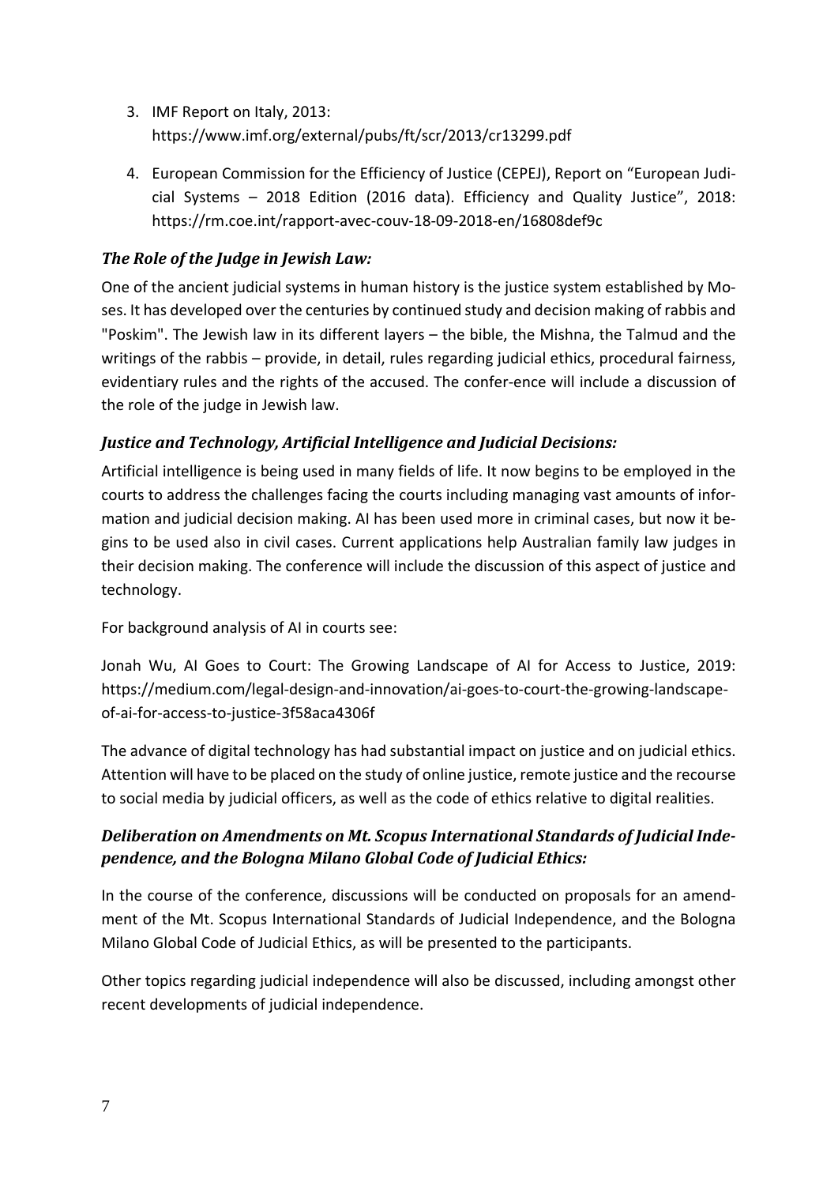3. IMF Report on Italy, 2013: https://www.imf.org/external/pubs/ft/scr/2013/cr13299.pdf
4. European Commission for the Efficiency of Justice (CEPEJ), Report on "European Judicial Systems – 2018 Edition (2016 data). Efficiency and Quality Justice", 2018: https://rm.coe.int/rapport-avec-couv-18-09-2018-en/16808def9c

### *The Role of the Judge in Jewish Law:*

One of the ancient judicial systems in human history is the justice system established by Moses. It has developed over the centuries by continued study and decision making of rabbis and "Poskim". The Jewish law in its different layers – the bible, the Mishna, the Talmud and the writings of the rabbis – provide, in detail, rules regarding judicial ethics, procedural fairness, evidentiary rules and the rights of the accused. The confer-ence will include a discussion of the role of the judge in Jewish law.

### *Justice and Technology, Artificial Intelligence and Judicial Decisions:*

Artificial intelligence is being used in many fields of life. It now begins to be employed in the courts to address the challenges facing the courts including managing vast amounts of information and judicial decision making. AI has been used more in criminal cases, but now it begins to be used also in civil cases. Current applications help Australian family law judges in their decision making. The conference will include the discussion of this aspect of justice and technology.

For background analysis of AI in courts see:

Jonah Wu, AI Goes to Court: The Growing Landscape of AI for Access to Justice, 2019: https://medium.com/legal-design-and-innovation/ai-goes-to-court-the-growing-landscape-of-ai-for-access-to-justice-3f58aca4306f

The advance of digital technology has had substantial impact on justice and on judicial ethics. Attention will have to be placed on the study of online justice, remote justice and the recourse to social media by judicial officers, as well as the code of ethics relative to digital realities.

### *Deliberation on Amendments on Mt. Scopus International Standards of Judicial Independence, and the Bologna Milano Global Code of Judicial Ethics:*

In the course of the conference, discussions will be conducted on proposals for an amendment of the Mt. Scopus International Standards of Judicial Independence, and the Bologna Milano Global Code of Judicial Ethics, as will be presented to the participants.

Other topics regarding judicial independence will also be discussed, including amongst other recent developments of judicial independence.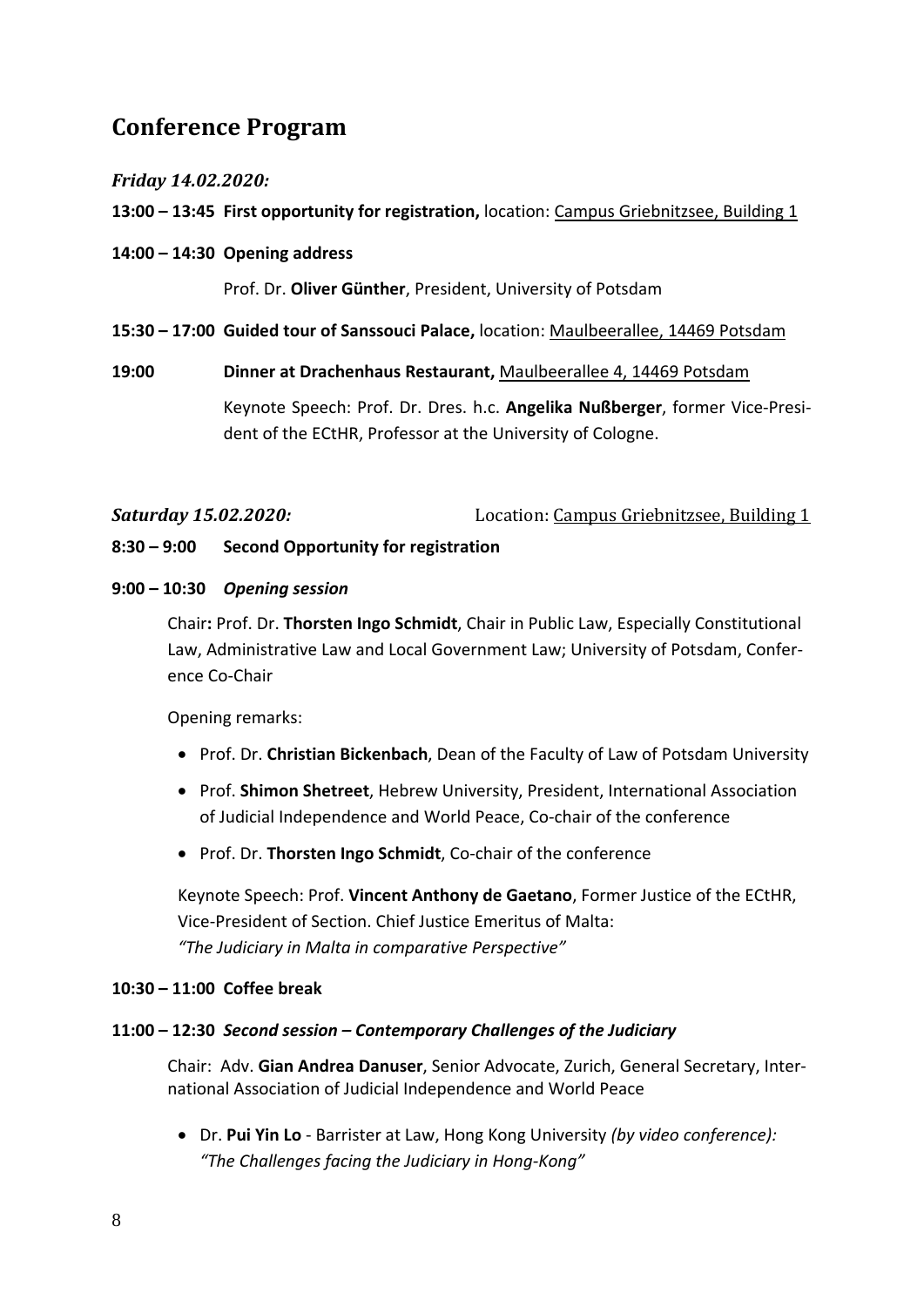# Conference Program

### *Friday 14.02.2020:*

**13:00 – 13:45 First opportunity for registration,** location: Campus Griebnitzsee, Building 1

**14:00 – 14:30 Opening address**

Prof. Dr. **Oliver Günther**, President, University of Potsdam

**15:30 – 17:00 Guided tour of Sanssouci Palace,** location: Maulbeerallee, 14469 Potsdam

**19:00 Dinner at Drachenhaus Restaurant,** Maulbeerallee 4, 14469 Potsdam

Keynote Speech: Prof. Dr. Dres. h.c. **Angelika Nußberger**, former Vice-President of the ECtHR, Professor at the University of Cologne.

### *Saturday 15.02.2020:* Location: Campus Griebnitzsee, Building 1

**8:30 – 9:00 Second Opportunity for registration**

**9:00 – 10:30 *Opening session***

Chair**:** Prof. Dr. **Thorsten Ingo Schmidt**, Chair in Public Law, Especially Constitutional Law, Administrative Law and Local Government Law; University of Potsdam, Conference Co-Chair

Opening remarks:

- Prof. Dr. **Christian Bickenbach**, Dean of the Faculty of Law of Potsdam University
- Prof. **Shimon Shetreet**, Hebrew University, President, International Association of Judicial Independence and World Peace, Co-chair of the conference
- Prof. Dr. **Thorsten Ingo Schmidt**, Co-chair of the conference

Keynote Speech: Prof. **Vincent Anthony de Gaetano**, Former Justice of the ECtHR, Vice-President of Section. Chief Justice Emeritus of Malta:
*"The Judiciary in Malta in comparative Perspective"*

**10:30 – 11:00 Coffee break**

**11:00 – 12:30 *Second session – Contemporary Challenges of the Judiciary***

Chair: Adv. **Gian Andrea Danuser**, Senior Advocate, Zurich, General Secretary, International Association of Judicial Independence and World Peace

- Dr. **Pui Yin Lo** - Barrister at Law, Hong Kong University *(by video conference): "The Challenges facing the Judiciary in Hong-Kong"*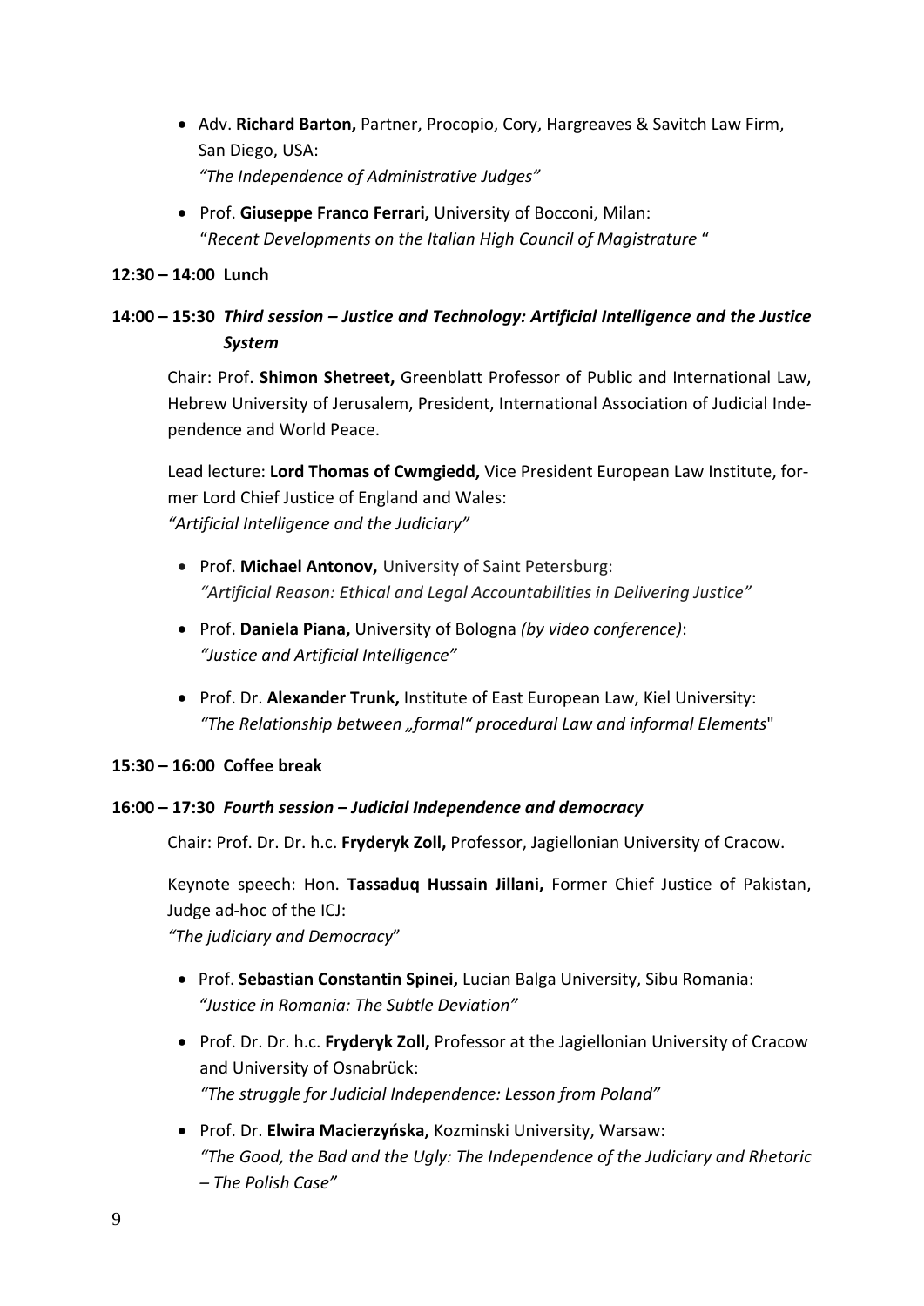- Adv. **Richard Barton,** Partner, Procopio, Cory, Hargreaves & Savitch Law Firm, San Diego, USA:
  *"The Independence of Administrative Judges"*
- Prof. **Giuseppe Franco Ferrari,** University of Bocconi, Milan:
  "*Recent Developments on the Italian High Council of Magistrature* "

**12:30 – 14:00 Lunch**

**14:00 – 15:30** ***Third session – Justice and Technology: Artificial Intelligence and the Justice System***

Chair: Prof. **Shimon Shetreet,** Greenblatt Professor of Public and International Law, Hebrew University of Jerusalem, President, International Association of Judicial Independence and World Peace.

Lead lecture: **Lord Thomas of Cwmgiedd,** Vice President European Law Institute, former Lord Chief Justice of England and Wales:
*"Artificial Intelligence and the Judiciary"*

- Prof. **Michael Antonov,** University of Saint Petersburg:
  *"Artificial Reason: Ethical and Legal Accountabilities in Delivering Justice"*
- Prof. **Daniela Piana,** University of Bologna *(by video conference)*:
  *"Justice and Artificial Intelligence"*
- Prof. Dr. **Alexander Trunk,** Institute of East European Law, Kiel University:
  *"The Relationship between „formal" procedural Law and informal Elements*"

**15:30 – 16:00 Coffee break**

**16:00 – 17:30** ***Fourth session – Judicial Independence and democracy***

Chair: Prof. Dr. Dr. h.c. **Fryderyk Zoll,** Professor, Jagiellonian University of Cracow.

Keynote speech: Hon. **Tassaduq Hussain Jillani,** Former Chief Justice of Pakistan, Judge ad-hoc of the ICJ:
*"The judiciary and Democracy*"

- Prof. **Sebastian Constantin Spinei,** Lucian Balga University, Sibu Romania:
  *"Justice in Romania: The Subtle Deviation"*
- Prof. Dr. Dr. h.c. **Fryderyk Zoll,** Professor at the Jagiellonian University of Cracow and University of Osnabrück:
  *"The struggle for Judicial Independence: Lesson from Poland"*
- Prof. Dr. **Elwira Macierzyńska,** Kozminski University, Warsaw:
  *"The Good, the Bad and the Ugly: The Independence of the Judiciary and Rhetoric – The Polish Case"*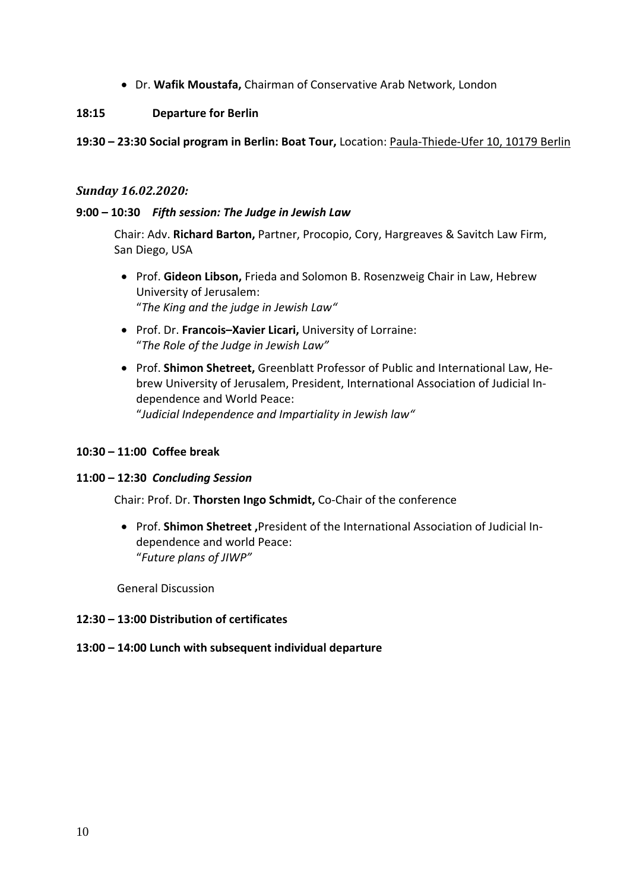- Dr. **Wafik Moustafa,** Chairman of Conservative Arab Network, London

**18:15 Departure for Berlin**

**19:30 – 23:30 Social program in Berlin: Boat Tour,** Location: Paula-Thiede-Ufer 10, 10179 Berlin

### *Sunday 16.02.2020:*

**9:00 – 10:30** ***Fifth session: The Judge in Jewish Law***

Chair: Adv. **Richard Barton,** Partner, Procopio, Cory, Hargreaves & Savitch Law Firm, San Diego, USA

- Prof. **Gideon Libson,** Frieda and Solomon B. Rosenzweig Chair in Law, Hebrew University of Jerusalem:
  "*The King and the judge in Jewish Law"*
- Prof. Dr. **Francois–Xavier Licari,** University of Lorraine:
  "*The Role of the Judge in Jewish Law"*
- Prof. **Shimon Shetreet,** Greenblatt Professor of Public and International Law, Hebrew University of Jerusalem, President, International Association of Judicial Independence and World Peace:
  "*Judicial Independence and Impartiality in Jewish law"*

**10:30 – 11:00 Coffee break**

**11:00 – 12:30** ***Concluding Session***

Chair: Prof. Dr. **Thorsten Ingo Schmidt,** Co-Chair of the conference

- Prof. **Shimon Shetreet ,**President of the International Association of Judicial Independence and world Peace:
  "*Future plans of JIWP"*

General Discussion

**12:30 – 13:00 Distribution of certificates**

**13:00 – 14:00 Lunch with subsequent individual departure**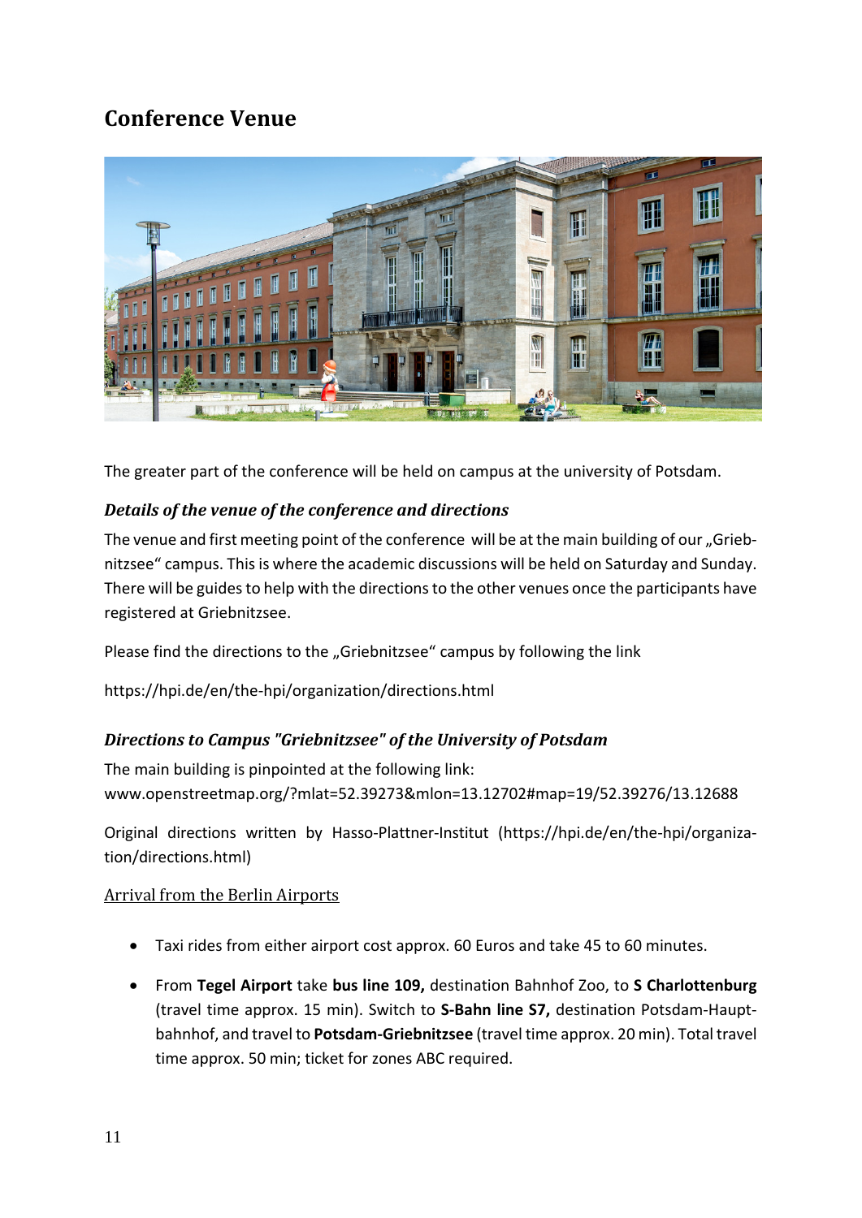## Conference Venue

The greater part of the conference will be held on campus at the university of Potsdam.

### *Details of the venue of the conference and directions*

The venue and first meeting point of the conference will be at the main building of our „Griebnitzsee“ campus. This is where the academic discussions will be held on Saturday and Sunday. There will be guides to help with the directions to the other venues once the participants have registered at Griebnitzsee.

Please find the directions to the „Griebnitzsee“ campus by following the link

https://hpi.de/en/the-hpi/organization/directions.html

### *Directions to Campus "Griebnitzsee" of the University of Potsdam*

The main building is pinpointed at the following link:
www.openstreetmap.org/?mlat=52.39273&mlon=13.12702#map=19/52.39276/13.12688

Original directions written by Hasso-Plattner-Institut (https://hpi.de/en/the-hpi/organization/directions.html)

Arrival from the Berlin Airports

- Taxi rides from either airport cost approx. 60 Euros and take 45 to 60 minutes.
- From **Tegel Airport** take **bus line 109,** destination Bahnhof Zoo, to **S Charlottenburg** (travel time approx. 15 min). Switch to **S-Bahn line S7,** destination Potsdam-Hauptbahnhof, and travel to **Potsdam-Griebnitzsee** (travel time approx. 20 min). Total travel time approx. 50 min; ticket for zones ABC required.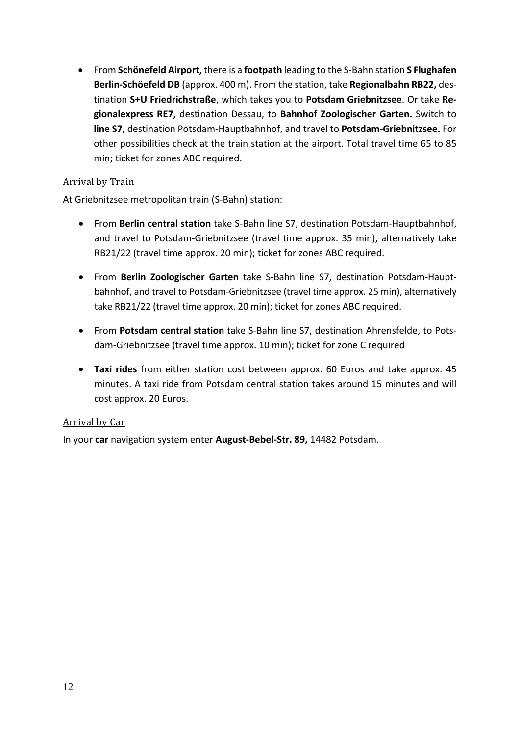- From **Schönefeld Airport,** there is a **footpath** leading to the S-Bahn station **S Flughafen Berlin-Schöefeld DB** (approx. 400 m). From the station, take **Regionalbahn RB22,** destination **S+U Friedrichstraße**, which takes you to **Potsdam Griebnitzsee**. Or take **Regionalexpress RE7,** destination Dessau, to **Bahnhof Zoologischer Garten.** Switch to **line S7,** destination Potsdam-Hauptbahnhof, and travel to **Potsdam-Griebnitzsee.** For other possibilities check at the train station at the airport. Total travel time 65 to 85 min; ticket for zones ABC required.

## Arrival by Train

At Griebnitzsee metropolitan train (S-Bahn) station:

- From **Berlin central station** take S-Bahn line S7, destination Potsdam-Hauptbahnhof, and travel to Potsdam-Griebnitzsee (travel time approx. 35 min), alternatively take RB21/22 (travel time approx. 20 min); ticket for zones ABC required.

- From **Berlin Zoologischer Garten** take S-Bahn line S7, destination Potsdam-Hauptbahnhof, and travel to Potsdam-Griebnitzsee (travel time approx. 25 min), alternatively take RB21/22 (travel time approx. 20 min); ticket for zones ABC required.

- From **Potsdam central station** take S-Bahn line S7, destination Ahrensfelde, to Potsdam-Griebnitzsee (travel time approx. 10 min); ticket for zone C required

- **Taxi rides** from either station cost between approx. 60 Euros and take approx. 45 minutes. A taxi ride from Potsdam central station takes around 15 minutes and will cost approx. 20 Euros.

## Arrival by Car

In your **car** navigation system enter **August-Bebel-Str. 89,** 14482 Potsdam.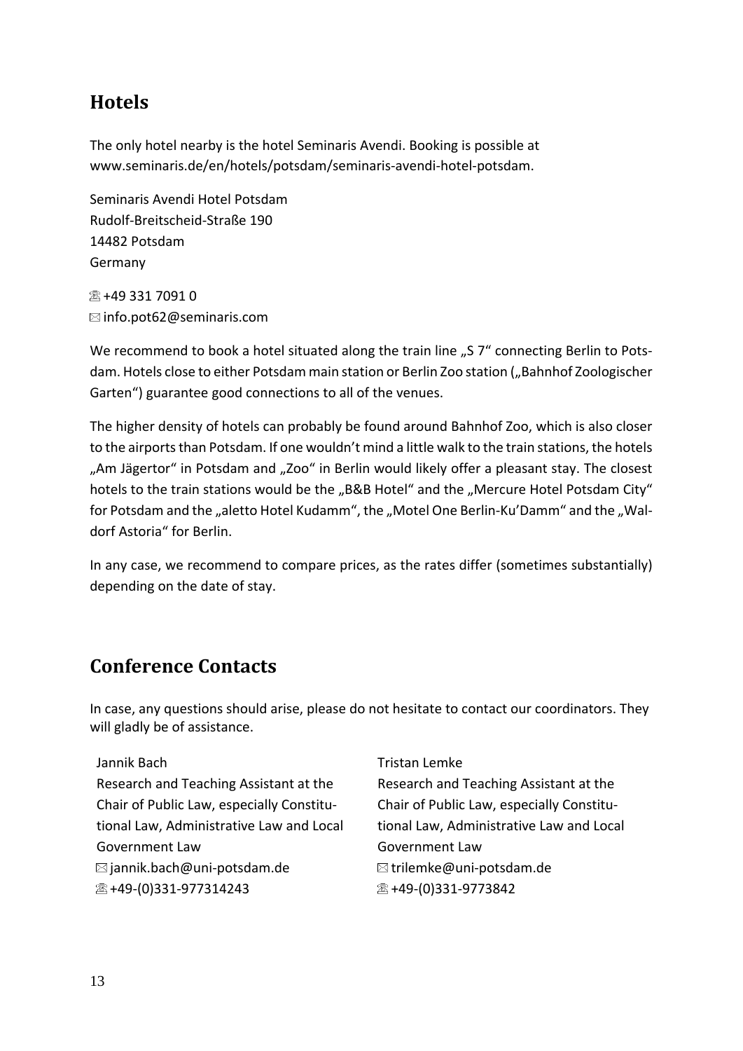## Hotels

The only hotel nearby is the hotel Seminaris Avendi. Booking is possible at www.seminaris.de/en/hotels/potsdam/seminaris-avendi-hotel-potsdam.

Seminaris Avendi Hotel Potsdam  
Rudolf-Breitscheid-Straße 190  
14482 Potsdam  
Germany

☏ +49 331 7091 0  
✉ info.pot62@seminaris.com

We recommend to book a hotel situated along the train line „S 7" connecting Berlin to Potsdam. Hotels close to either Potsdam main station or Berlin Zoo station („Bahnhof Zoologischer Garten") guarantee good connections to all of the venues.

The higher density of hotels can probably be found around Bahnhof Zoo, which is also closer to the airports than Potsdam. If one wouldn't mind a little walk to the train stations, the hotels „Am Jägertor" in Potsdam and „Zoo" in Berlin would likely offer a pleasant stay. The closest hotels to the train stations would be the „B&B Hotel" and the „Mercure Hotel Potsdam City" for Potsdam and the „aletto Hotel Kudamm", the „Motel One Berlin-Ku'Damm" and the „Waldorf Astoria" for Berlin.

In any case, we recommend to compare prices, as the rates differ (sometimes substantially) depending on the date of stay.

## Conference Contacts

In case, any questions should arise, please do not hesitate to contact our coordinators. They will gladly be of assistance.

Jannik Bach  
Research and Teaching Assistant at the Chair of Public Law, especially Constitutional Law, Administrative Law and Local Government Law  
✉ jannik.bach@uni-potsdam.de  
☏ +49-(0)331-977314243

Tristan Lemke  
Research and Teaching Assistant at the Chair of Public Law, especially Constitutional Law, Administrative Law and Local Government Law  
✉ trilemke@uni-potsdam.de  
☏ +49-(0)331-9773842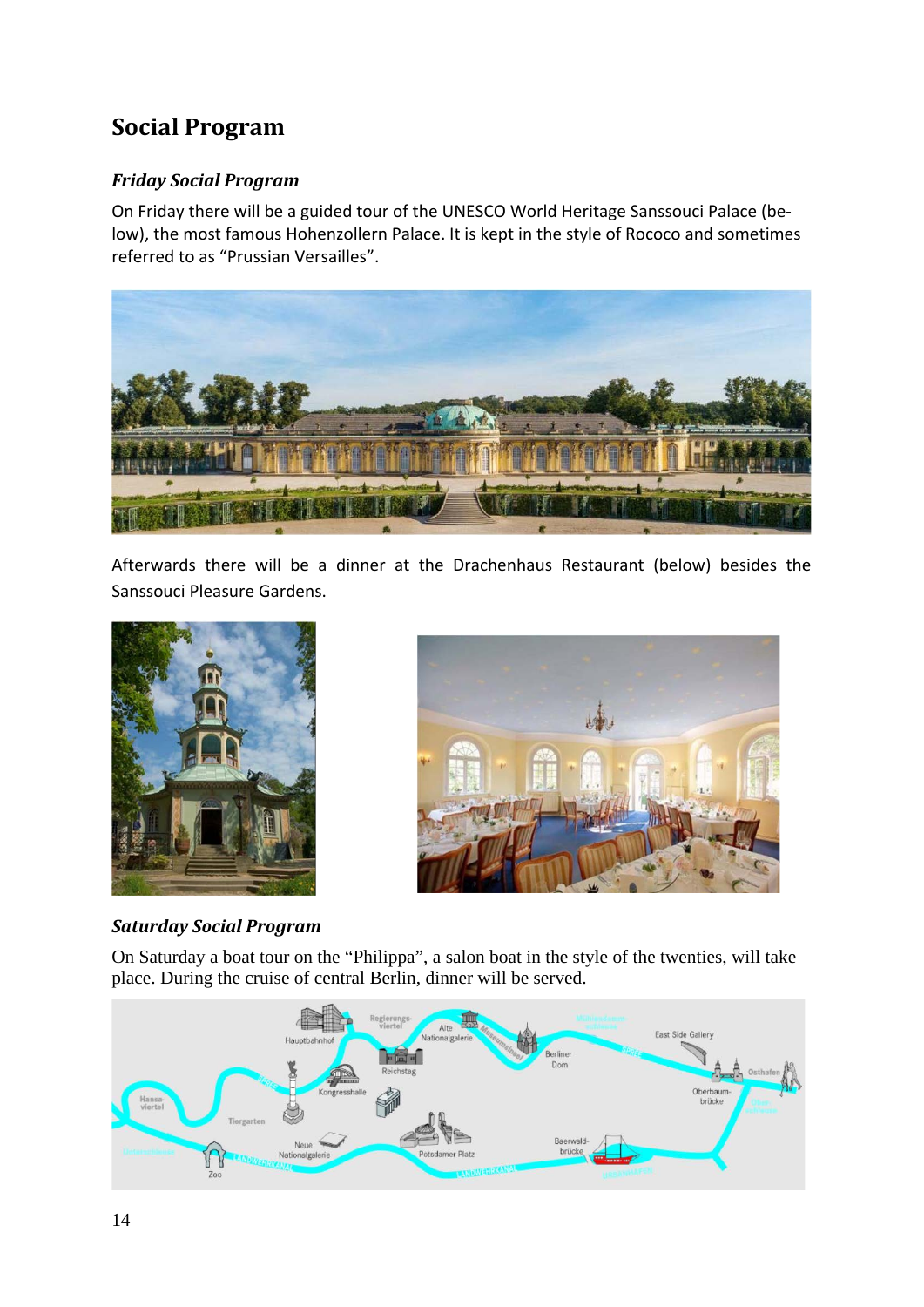## Social Program

### *Friday Social Program*

On Friday there will be a guided tour of the UNESCO World Heritage Sanssouci Palace (below), the most famous Hohenzollern Palace. It is kept in the style of Rococo and sometimes referred to as "Prussian Versailles".

Afterwards there will be a dinner at the Drachenhaus Restaurant (below) besides the Sanssouci Pleasure Gardens.

### *Saturday Social Program*

On Saturday a boat tour on the "Philippa", a salon boat in the style of the twenties, will take place. During the cruise of central Berlin, dinner will be served.

Hauptbahnhof
Regierungsviertel
Alte Nationalgalerie
Museumsinsel
Berliner Dom
East Side Gallery
Osthafen
Oberbaumbrücke
Reichstag
Kongresshalle
Hansaviertel
Tiergarten
Neue Nationalgalerie
Potsdamer Platz
Baerwaldbrücke
Zoo
SPREE
LANDWEHRKANAL